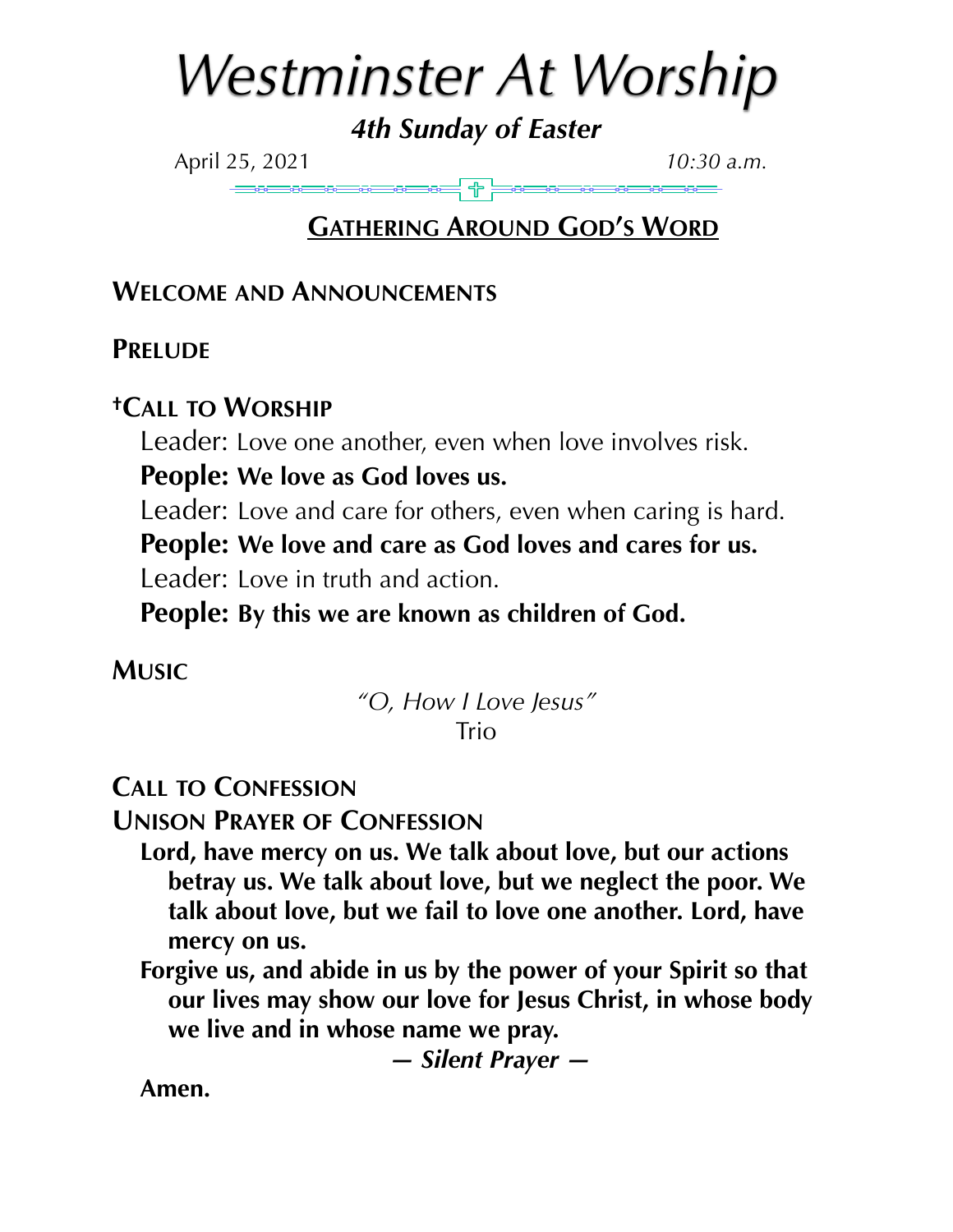# *Westminster At Worship*

***4th Sunday of Easter***

April 25, 2021 *10:30 a.m.*

## GATHERING AROUND GOD'S WORD

**WELCOME AND ANNOUNCEMENTS**

**PRELUDE**

**†CALL TO WORSHIP**

Leader: Love one another, even when love involves risk.

**People: We love as God loves us.**

Leader: Love and care for others, even when caring is hard.

**People: We love and care as God loves and cares for us.**

Leader: Love in truth and action.

**People: By this we are known as children of God.**

**MUSIC**

*"O, How I Love Jesus"*
Trio

**CALL TO CONFESSION**

**UNISON PRAYER OF CONFESSION**

**Lord, have mercy on us. We talk about love, but our actions betray us. We talk about love, but we neglect the poor. We talk about love, but we fail to love one another. Lord, have mercy on us.**

**Forgive us, and abide in us by the power of your Spirit so that our lives may show our love for Jesus Christ, in whose body we live and in whose name we pray.**

***— Silent Prayer —***

**Amen.**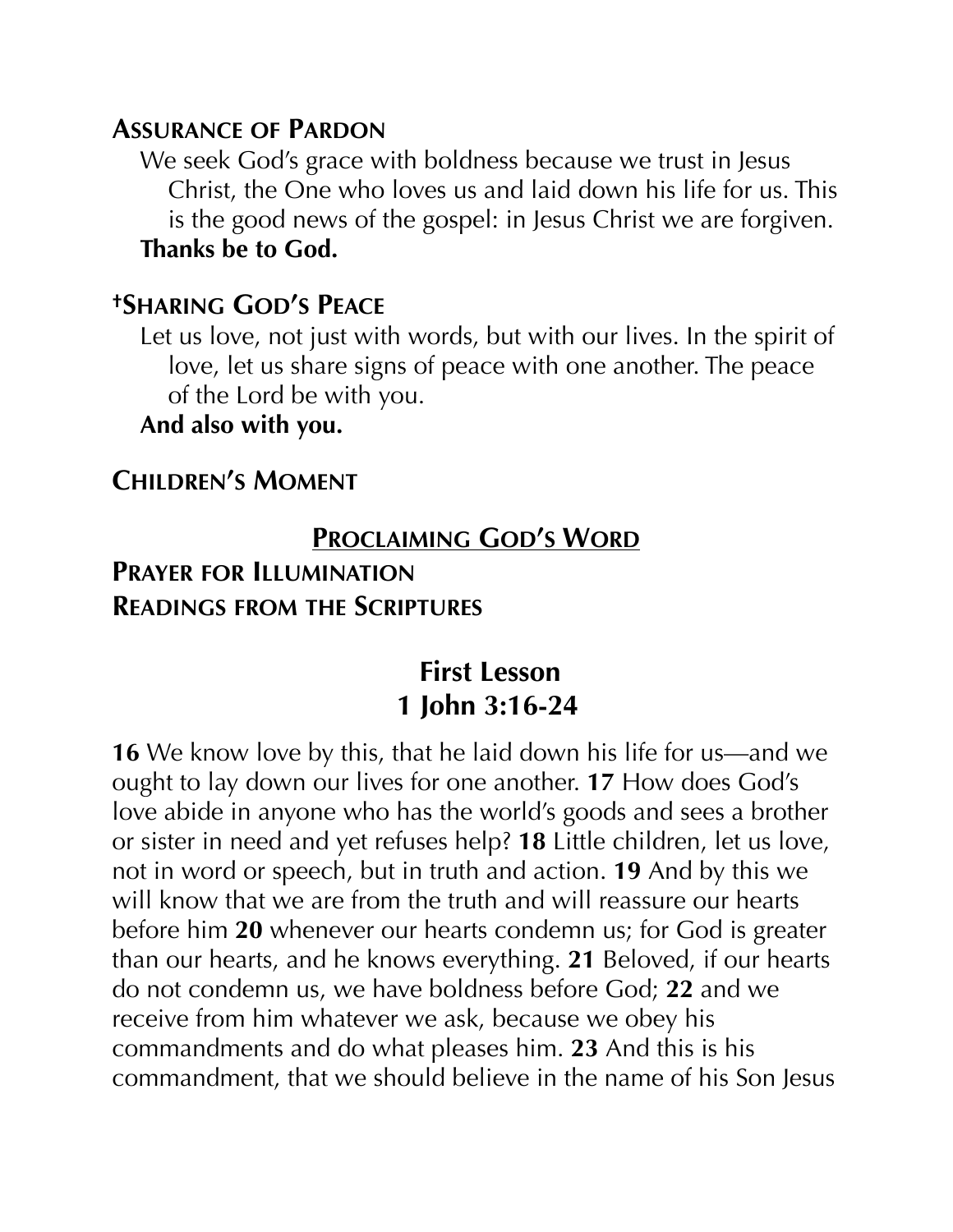## Assurance of Pardon

We seek God's grace with boldness because we trust in Jesus Christ, the One who loves us and laid down his life for us. This is the good news of the gospel: in Jesus Christ we are forgiven.
**Thanks be to God.**

## †Sharing God's Peace

Let us love, not just with words, but with our lives. In the spirit of love, let us share signs of peace with one another. The peace of the Lord be with you.
**And also with you.**

## Children's Moment

## Proclaiming God's Word

## Prayer for Illumination

## Readings from the Scriptures

### First Lesson
### 1 John 3:16-24

**16** We know love by this, that he laid down his life for us—and we ought to lay down our lives for one another. **17** How does God's love abide in anyone who has the world's goods and sees a brother or sister in need and yet refuses help? **18** Little children, let us love, not in word or speech, but in truth and action. **19** And by this we will know that we are from the truth and will reassure our hearts before him **20** whenever our hearts condemn us; for God is greater than our hearts, and he knows everything. **21** Beloved, if our hearts do not condemn us, we have boldness before God; **22** and we receive from him whatever we ask, because we obey his commandments and do what pleases him. **23** And this is his commandment, that we should believe in the name of his Son Jesus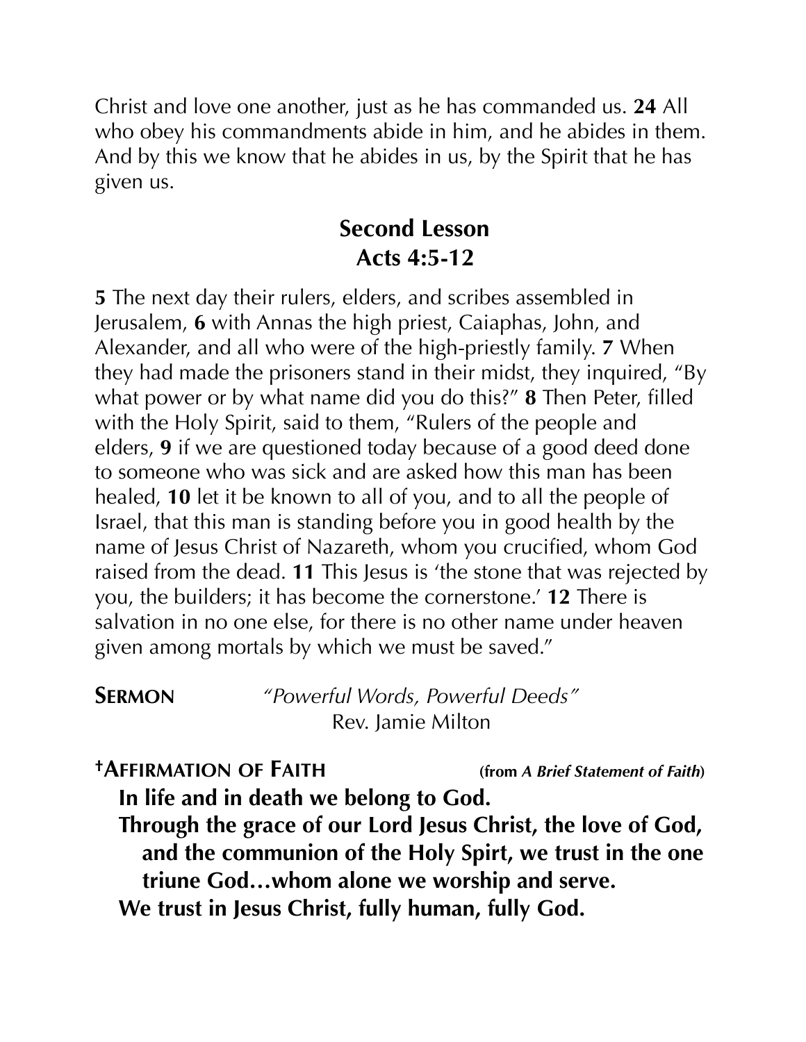Christ and love one another, just as he has commanded us. **24** All who obey his commandments abide in him, and he abides in them. And by this we know that he abides in us, by the Spirit that he has given us.

## Second Lesson
## Acts 4:5-12

**5** The next day their rulers, elders, and scribes assembled in Jerusalem, **6** with Annas the high priest, Caiaphas, John, and Alexander, and all who were of the high-priestly family. **7** When they had made the prisoners stand in their midst, they inquired, "By what power or by what name did you do this?" **8** Then Peter, filled with the Holy Spirit, said to them, "Rulers of the people and elders, **9** if we are questioned today because of a good deed done to someone who was sick and are asked how this man has been healed, **10** let it be known to all of you, and to all the people of Israel, that this man is standing before you in good health by the name of Jesus Christ of Nazareth, whom you crucified, whom God raised from the dead. **11** This Jesus is 'the stone that was rejected by you, the builders; it has become the cornerstone.' **12** There is salvation in no one else, for there is no other name under heaven given among mortals by which we must be saved."

**SERMON** *"Powerful Words, Powerful Deeds"*
Rev. Jamie Milton

**†AFFIRMATION OF FAITH** **(from *A Brief Statement of Faith*)**

**In life and in death we belong to God.**
**Through the grace of our Lord Jesus Christ, the love of God, and the communion of the Holy Spirt, we trust in the one triune God…whom alone we worship and serve.**
**We trust in Jesus Christ, fully human, fully God.**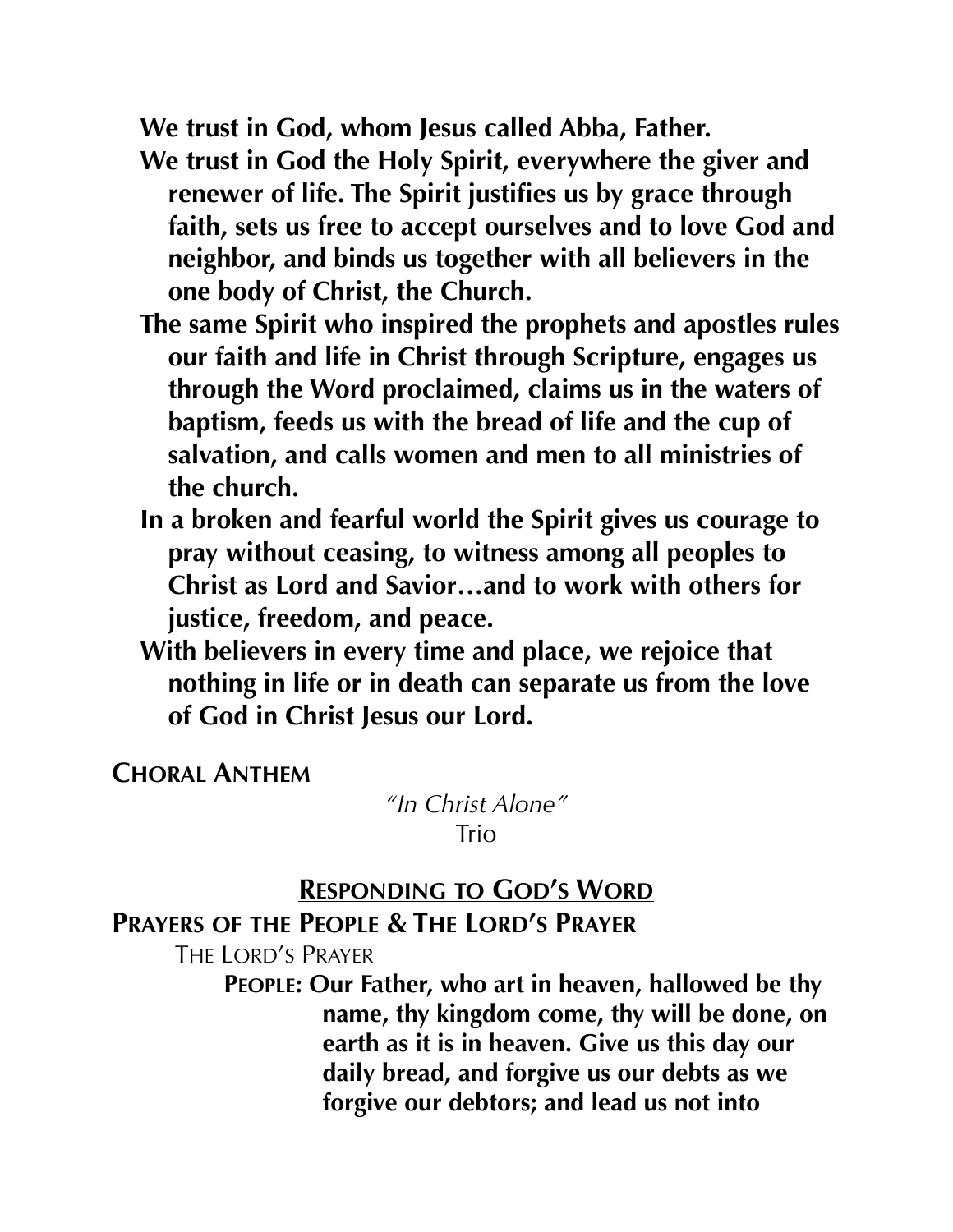**We trust in God, whom Jesus called Abba, Father.**

**We trust in God the Holy Spirit, everywhere the giver and renewer of life. The Spirit justifies us by grace through faith, sets us free to accept ourselves and to love God and neighbor, and binds us together with all believers in the one body of Christ, the Church.**

**The same Spirit who inspired the prophets and apostles rules our faith and life in Christ through Scripture, engages us through the Word proclaimed, claims us in the waters of baptism, feeds us with the bread of life and the cup of salvation, and calls women and men to all ministries of the church.**

**In a broken and fearful world the Spirit gives us courage to pray without ceasing, to witness among all peoples to Christ as Lord and Savior…and to work with others for justice, freedom, and peace.**

**With believers in every time and place, we rejoice that nothing in life or in death can separate us from the love of God in Christ Jesus our Lord.**

**CHORAL ANTHEM**

*"In Christ Alone"*
Trio

## RESPONDING TO GOD'S WORD

**PRAYERS OF THE PEOPLE & THE LORD'S PRAYER**

THE LORD'S PRAYER

**PEOPLE: Our Father, who art in heaven, hallowed be thy name, thy kingdom come, thy will be done, on earth as it is in heaven. Give us this day our daily bread, and forgive us our debts as we forgive our debtors; and lead us not into**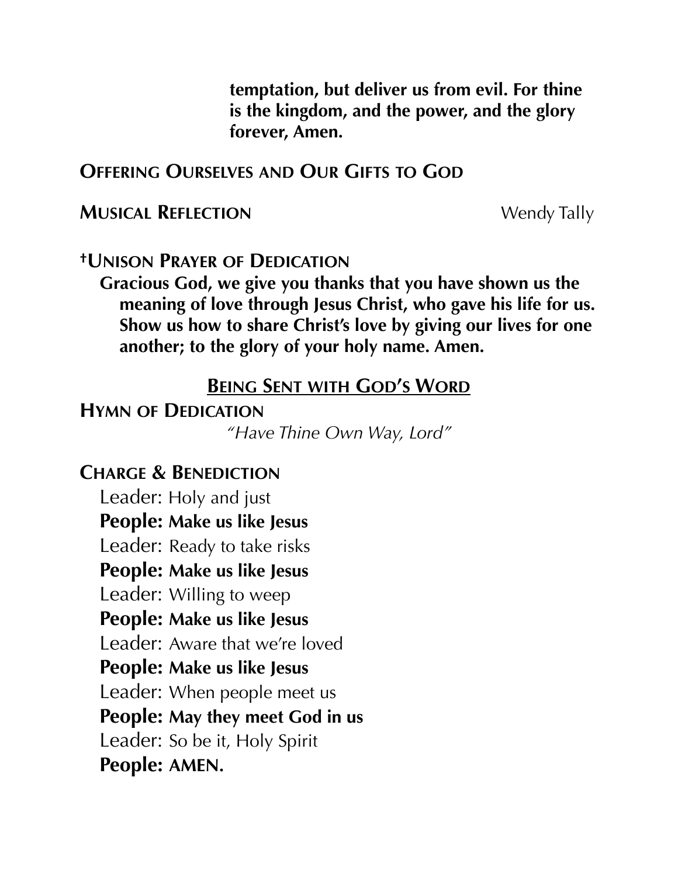**temptation, but deliver us from evil. For thine is the kingdom, and the power, and the glory forever, Amen.**

## Offering Ourselves and Our Gifts to God

**Musical Reflection** Wendy Tally

**†Unison Prayer of Dedication**

**Gracious God, we give you thanks that you have shown us the meaning of love through Jesus Christ, who gave his life for us. Show us how to share Christ's love by giving our lives for one another; to the glory of your holy name. Amen.**

## Being Sent with God's Word

**Hymn of Dedication**

*"Have Thine Own Way, Lord"*

**Charge & Benediction**

Leader: Holy and just
**People: Make us like Jesus**
Leader: Ready to take risks
**People: Make us like Jesus**
Leader: Willing to weep
**People: Make us like Jesus**
Leader: Aware that we're loved
**People: Make us like Jesus**
Leader: When people meet us
**People: May they meet God in us**
Leader: So be it, Holy Spirit
**People: AMEN.**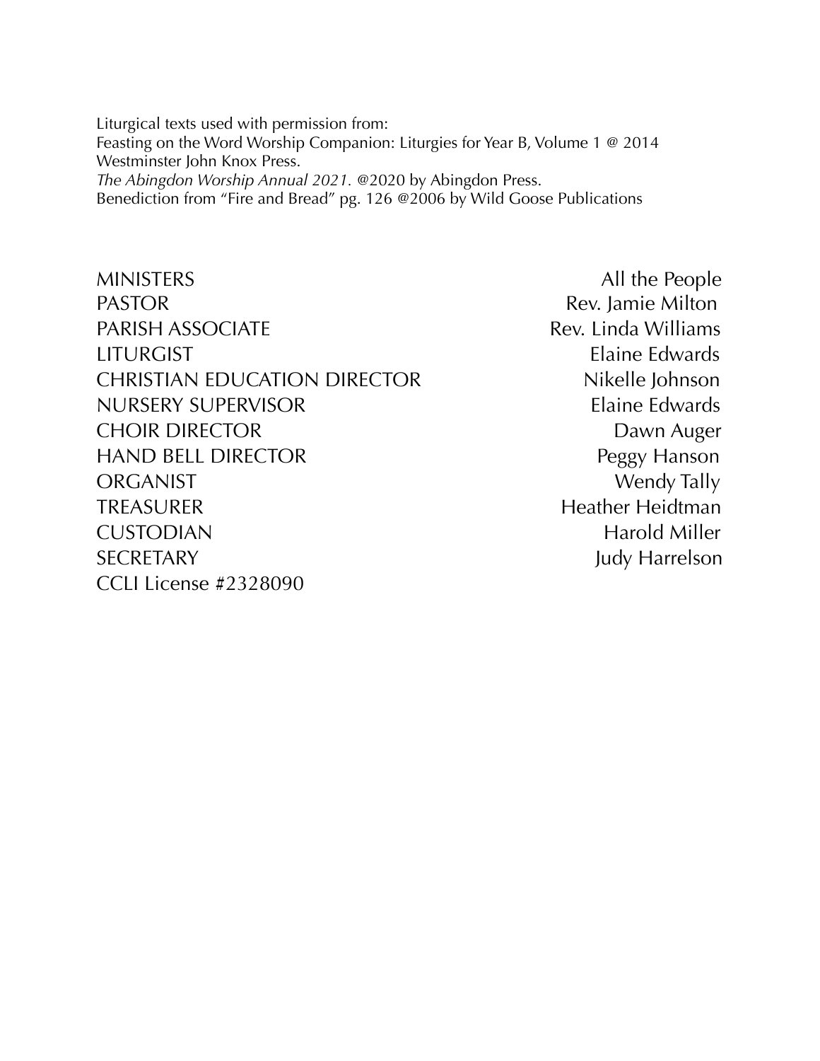Liturgical texts used with permission from:
Feasting on the Word Worship Companion: Liturgies for Year B, Volume 1 @ 2014 Westminster John Knox Press.
*The Abingdon Worship Annual 2021.* @2020 by Abingdon Press.
Benediction from "Fire and Bread" pg. 126 @2006 by Wild Goose Publications

| | |
|---|---|
| MINISTERS | All the People |
| PASTOR | Rev. Jamie Milton |
| PARISH ASSOCIATE | Rev. Linda Williams |
| LITURGIST | Elaine Edwards |
| CHRISTIAN EDUCATION DIRECTOR | Nikelle Johnson |
| NURSERY SUPERVISOR | Elaine Edwards |
| CHOIR DIRECTOR | Dawn Auger |
| HAND BELL DIRECTOR | Peggy Hanson |
| ORGANIST | Wendy Tally |
| TREASURER | Heather Heidtman |
| CUSTODIAN | Harold Miller |
| SECRETARY | Judy Harrelson |

CCLI License #2328090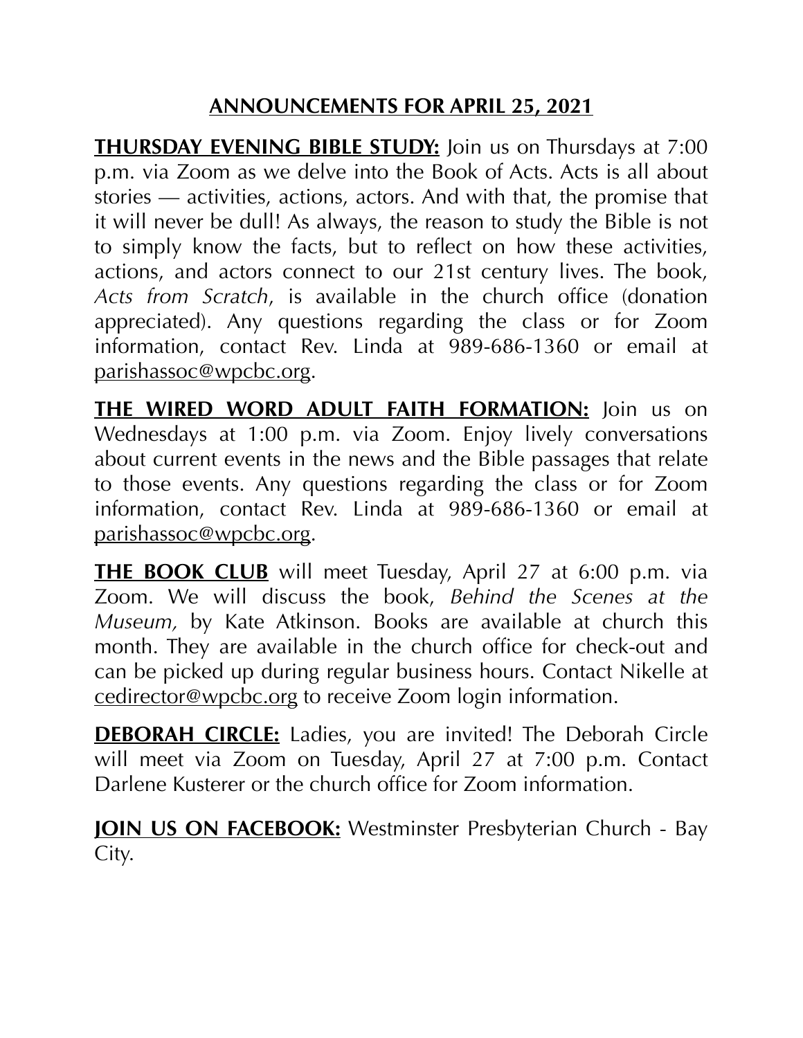## ANNOUNCEMENTS FOR APRIL 25, 2021

**THURSDAY EVENING BIBLE STUDY:** Join us on Thursdays at 7:00 p.m. via Zoom as we delve into the Book of Acts. Acts is all about stories — activities, actions, actors. And with that, the promise that it will never be dull! As always, the reason to study the Bible is not to simply know the facts, but to reflect on how these activities, actions, and actors connect to our 21st century lives. The book, *Acts from Scratch*, is available in the church office (donation appreciated). Any questions regarding the class or for Zoom information, contact Rev. Linda at 989-686-1360 or email at parishassoc@wpcbc.org.

**THE WIRED WORD ADULT FAITH FORMATION:** Join us on Wednesdays at 1:00 p.m. via Zoom. Enjoy lively conversations about current events in the news and the Bible passages that relate to those events. Any questions regarding the class or for Zoom information, contact Rev. Linda at 989-686-1360 or email at parishassoc@wpcbc.org.

**THE BOOK CLUB** will meet Tuesday, April 27 at 6:00 p.m. via Zoom. We will discuss the book, *Behind the Scenes at the Museum,* by Kate Atkinson. Books are available at church this month. They are available in the church office for check-out and can be picked up during regular business hours. Contact Nikelle at cedirector@wpcbc.org to receive Zoom login information.

**DEBORAH CIRCLE:** Ladies, you are invited! The Deborah Circle will meet via Zoom on Tuesday, April 27 at 7:00 p.m. Contact Darlene Kusterer or the church office for Zoom information.

**JOIN US ON FACEBOOK:** Westminster Presbyterian Church - Bay City.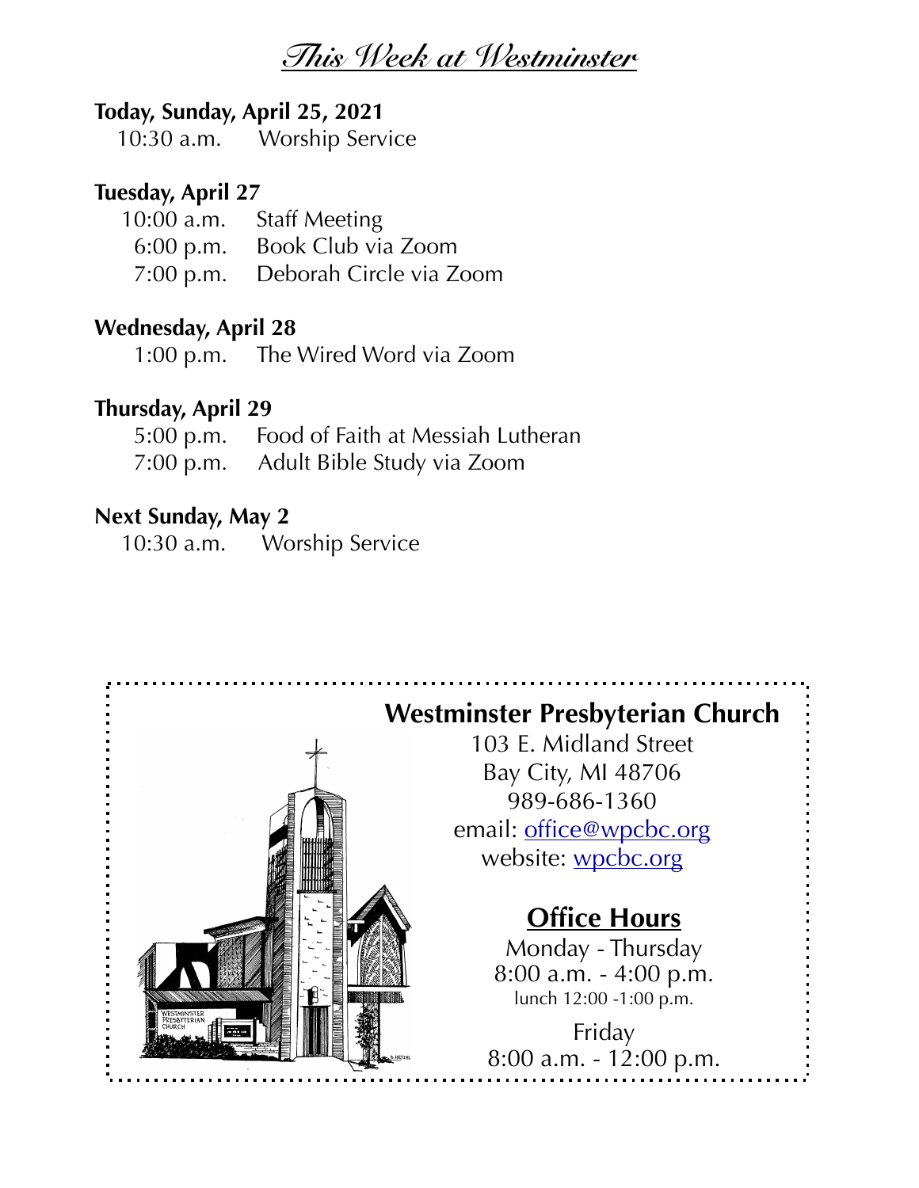# *This Week at Westminster*

**Today, Sunday, April 25, 2021**
10:30 a.m. Worship Service

**Tuesday, April 27**
10:00 a.m. Staff Meeting
6:00 p.m. Book Club via Zoom
7:00 p.m. Deborah Circle via Zoom

**Wednesday, April 28**
1:00 p.m. The Wired Word via Zoom

**Thursday, April 29**
5:00 p.m. Food of Faith at Messiah Lutheran
7:00 p.m. Adult Bible Study via Zoom

**Next Sunday, May 2**
10:30 a.m. Worship Service

## Westminster Presbyterian Church

103 E. Midland Street
Bay City, MI 48706
989-686-1360
email: office@wpcbc.org
website: wpcbc.org

### Office Hours

Monday - Thursday
8:00 a.m. - 4:00 p.m.
lunch 12:00 -1:00 p.m.

Friday
8:00 a.m. - 12:00 p.m.